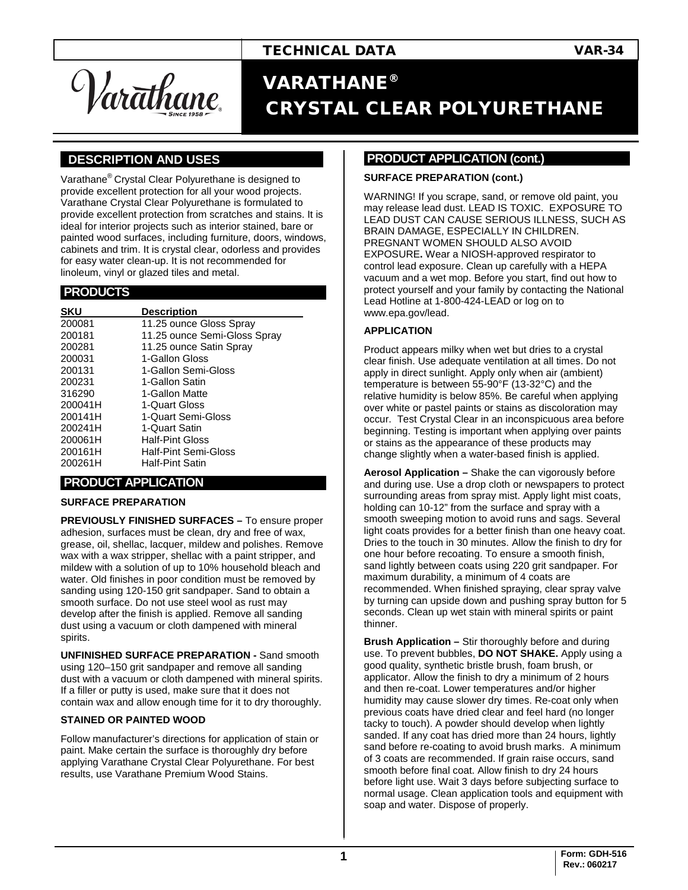TECHNICAL DATA VAR-34

# VARATHANE® CRYSTAL CLEAR POLYURETHANE

## DESCRIPTION AND USES

Varathane® Crystal Clear Polyurethane is designed to provide excellent protection for all your wood projects. Varathane Crystal Clear Polyurethane is formulated to provide excellent protection from scratches and stains. It is ideal for interior projects such as interior stained, bare or painted wood surfaces, including furniture, doors, windows, cabinets and trim. It is crystal clear, odorless and provides for easy water clean-up. It is not recommended for linoleum, vinyl or glazed tiles and metal.

## PRODUCTS

| SKU | Description |
|---|---|
| 200081 | 11.25 ounce Gloss Spray |
| 200181 | 11.25 ounce Semi-Gloss Spray |
| 200281 | 11.25 ounce Satin Spray |
| 200031 | 1-Gallon Gloss |
| 200131 | 1-Gallon Semi-Gloss |
| 200231 | 1-Gallon Satin |
| 316290 | 1-Gallon Matte |
| 200041H | 1-Quart Gloss |
| 200141H | 1-Quart Semi-Gloss |
| 200241H | 1-Quart Satin |
| 200061H | Half-Pint Gloss |
| 200161H | Half-Pint Semi-Gloss |
| 200261H | Half-Pint Satin |

## PRODUCT APPLICATION

### SURFACE PREPARATION

**PREVIOUSLY FINISHED SURFACES –** To ensure proper adhesion, surfaces must be clean, dry and free of wax, grease, oil, shellac, lacquer, mildew and polishes. Remove wax with a wax stripper, shellac with a paint stripper, and mildew with a solution of up to 10% household bleach and water. Old finishes in poor condition must be removed by sanding using 120-150 grit sandpaper. Sand to obtain a smooth surface. Do not use steel wool as rust may develop after the finish is applied. Remove all sanding dust using a vacuum or cloth dampened with mineral spirits.

**UNFINISHED SURFACE PREPARATION -** Sand smooth using 120–150 grit sandpaper and remove all sanding dust with a vacuum or cloth dampened with mineral spirits. If a filler or putty is used, make sure that it does not contain wax and allow enough time for it to dry thoroughly.

### STAINED OR PAINTED WOOD

Follow manufacturer's directions for application of stain or paint. Make certain the surface is thoroughly dry before applying Varathane Crystal Clear Polyurethane. For best results, use Varathane Premium Wood Stains.

## PRODUCT APPLICATION (cont.)

### SURFACE PREPARATION (cont.)

WARNING! If you scrape, sand, or remove old paint, you may release lead dust. LEAD IS TOXIC. EXPOSURE TO LEAD DUST CAN CAUSE SERIOUS ILLNESS, SUCH AS BRAIN DAMAGE, ESPECIALLY IN CHILDREN. PREGNANT WOMEN SHOULD ALSO AVOID EXPOSURE**.** Wear a NIOSH-approved respirator to control lead exposure. Clean up carefully with a HEPA vacuum and a wet mop. Before you start, find out how to protect yourself and your family by contacting the National Lead Hotline at 1-800-424-LEAD or log on to www.epa.gov/lead.

### APPLICATION

Product appears milky when wet but dries to a crystal clear finish. Use adequate ventilation at all times. Do not apply in direct sunlight. Apply only when air (ambient) temperature is between 55-90°F (13-32°C) and the relative humidity is below 85%. Be careful when applying over white or pastel paints or stains as discoloration may occur. Test Crystal Clear in an inconspicuous area before beginning. Testing is important when applying over paints or stains as the appearance of these products may change slightly when a water-based finish is applied.

**Aerosol Application –** Shake the can vigorously before and during use. Use a drop cloth or newspapers to protect surrounding areas from spray mist. Apply light mist coats, holding can 10-12" from the surface and spray with a smooth sweeping motion to avoid runs and sags. Several light coats provides for a better finish than one heavy coat. Dries to the touch in 30 minutes. Allow the finish to dry for one hour before recoating. To ensure a smooth finish, sand lightly between coats using 220 grit sandpaper. For maximum durability, a minimum of 4 coats are recommended. When finished spraying, clear spray valve by turning can upside down and pushing spray button for 5 seconds. Clean up wet stain with mineral spirits or paint thinner.

**Brush Application –** Stir thoroughly before and during use. To prevent bubbles, **DO NOT SHAKE.** Apply using a good quality, synthetic bristle brush, foam brush, or applicator. Allow the finish to dry a minimum of 2 hours and then re-coat. Lower temperatures and/or higher humidity may cause slower dry times. Re-coat only when previous coats have dried clear and feel hard (no longer tacky to touch). A powder should develop when lightly sanded. If any coat has dried more than 24 hours, lightly sand before re-coating to avoid brush marks. A minimum of 3 coats are recommended. If grain raise occurs, sand smooth before final coat. Allow finish to dry 24 hours before light use. Wait 3 days before subjecting surface to normal usage. Clean application tools and equipment with soap and water. Dispose of properly.

Form: GDH-516
Rev.: 060217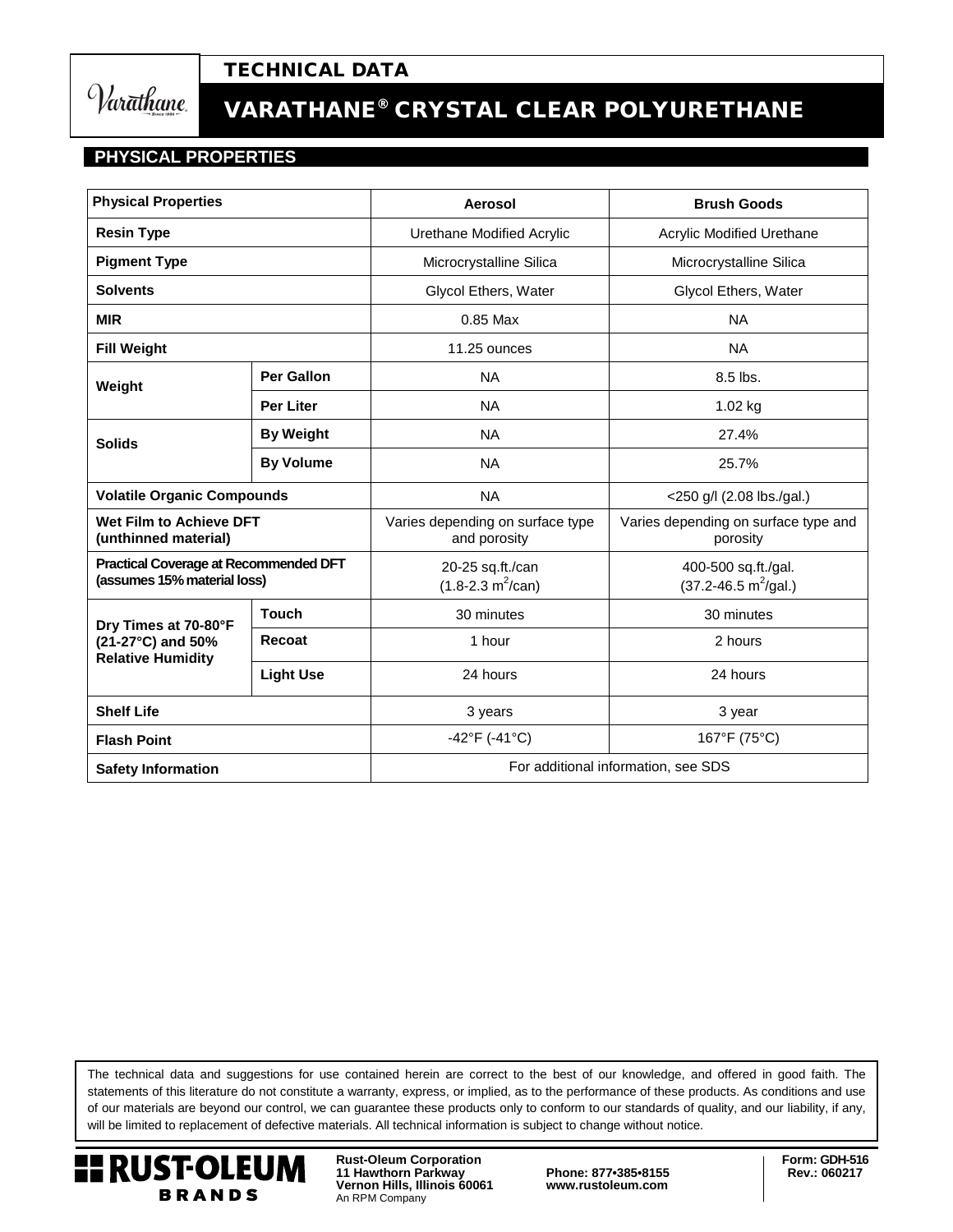# TECHNICAL DATA

# VARATHANE® CRYSTAL CLEAR POLYURETHANE

## PHYSICAL PROPERTIES

| Physical Properties | | Aerosol | Brush Goods |
|---|---|---|---|
| **Resin Type** | | Urethane Modified Acrylic | Acrylic Modified Urethane |
| **Pigment Type** | | Microcrystalline Silica | Microcrystalline Silica |
| **Solvents** | | Glycol Ethers, Water | Glycol Ethers, Water |
| **MIR** | | 0.85 Max | NA |
| **Fill Weight** | | 11.25 ounces | NA |
| **Weight** | **Per Gallon** | NA | 8.5 lbs. |
| | **Per Liter** | NA | 1.02 kg |
| **Solids** | **By Weight** | NA | 27.4% |
| | **By Volume** | NA | 25.7% |
| **Volatile Organic Compounds** | | NA | <250 g/l (2.08 lbs./gal.) |
| **Wet Film to Achieve DFT (unthinned material)** | | Varies depending on surface type and porosity | Varies depending on surface type and porosity |
| **Practical Coverage at Recommended DFT (assumes 15% material loss)** | | 20-25 sq.ft./can (1.8-2.3 $m^2$/can) | 400-500 sq.ft./gal. (37.2-46.5 $m^2$/gal.) |
| **Dry Times at 70-80°F (21-27°C) and 50% Relative Humidity** | **Touch** | 30 minutes | 30 minutes |
| | **Recoat** | 1 hour | 2 hours |
| | **Light Use** | 24 hours | 24 hours |
| **Shelf Life** | | 3 years | 3 year |
| **Flash Point** | | -42°F (-41°C) | 167°F (75°C) |
| **Safety Information** | | For additional information, see SDS | |

The technical data and suggestions for use contained herein are correct to the best of our knowledge, and offered in good faith. The statements of this literature do not constitute a warranty, express, or implied, as to the performance of these products. As conditions and use of our materials are beyond our control, we can guarantee these products only to conform to our standards of quality, and our liability, if any, will be limited to replacement of defective materials. All technical information is subject to change without notice.

RUST-OLEUM BRANDS

**Rust-Oleum Corporation**
**11 Hawthorn Parkway**
**Vernon Hills, Illinois 60061**
An RPM Company

**Phone: 877•385•8155**
**www.rustoleum.com**

**Form: GDH-516**
**Rev.: 060217**